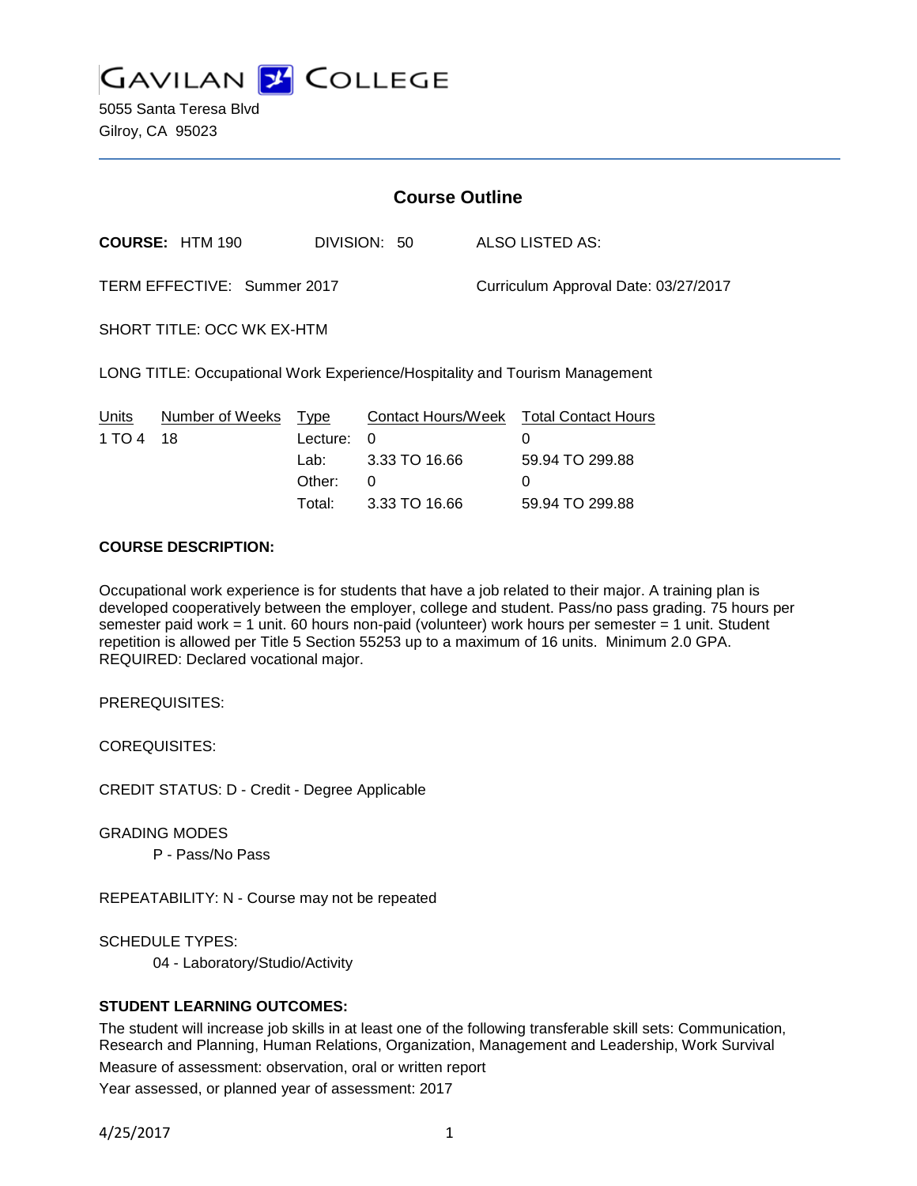# GAVILAN COLLEGE

5055 Santa Teresa Blvd
Gilroy, CA 95023

## Course Outline

**COURSE:** HTM 190 DIVISION: 50 ALSO LISTED AS:

TERM EFFECTIVE: Summer 2017 Curriculum Approval Date: 03/27/2017

SHORT TITLE: OCC WK EX-HTM

LONG TITLE: Occupational Work Experience/Hospitality and Tourism Management

| Units | Number of Weeks | Type | Contact Hours/Week | Total Contact Hours |
|---|---|---|---|---|
| 1 TO 4 | 18 | Lecture: | 0 | 0 |
| | | Lab: | 3.33 TO 16.66 | 59.94 TO 299.88 |
| | | Other: | 0 | 0 |
| | | Total: | 3.33 TO 16.66 | 59.94 TO 299.88 |

**COURSE DESCRIPTION:**

Occupational work experience is for students that have a job related to their major. A training plan is developed cooperatively between the employer, college and student. Pass/no pass grading. 75 hours per semester paid work = 1 unit. 60 hours non-paid (volunteer) work hours per semester = 1 unit. Student repetition is allowed per Title 5 Section 55253 up to a maximum of 16 units. Minimum 2.0 GPA. REQUIRED: Declared vocational major.

PREREQUISITES:

COREQUISITES:

CREDIT STATUS: D - Credit - Degree Applicable

GRADING MODES

P - Pass/No Pass

REPEATABILITY: N - Course may not be repeated

SCHEDULE TYPES:

04 - Laboratory/Studio/Activity

**STUDENT LEARNING OUTCOMES:**

The student will increase job skills in at least one of the following transferable skill sets: Communication, Research and Planning, Human Relations, Organization, Management and Leadership, Work Survival

Measure of assessment: observation, oral or written report

Year assessed, or planned year of assessment: 2017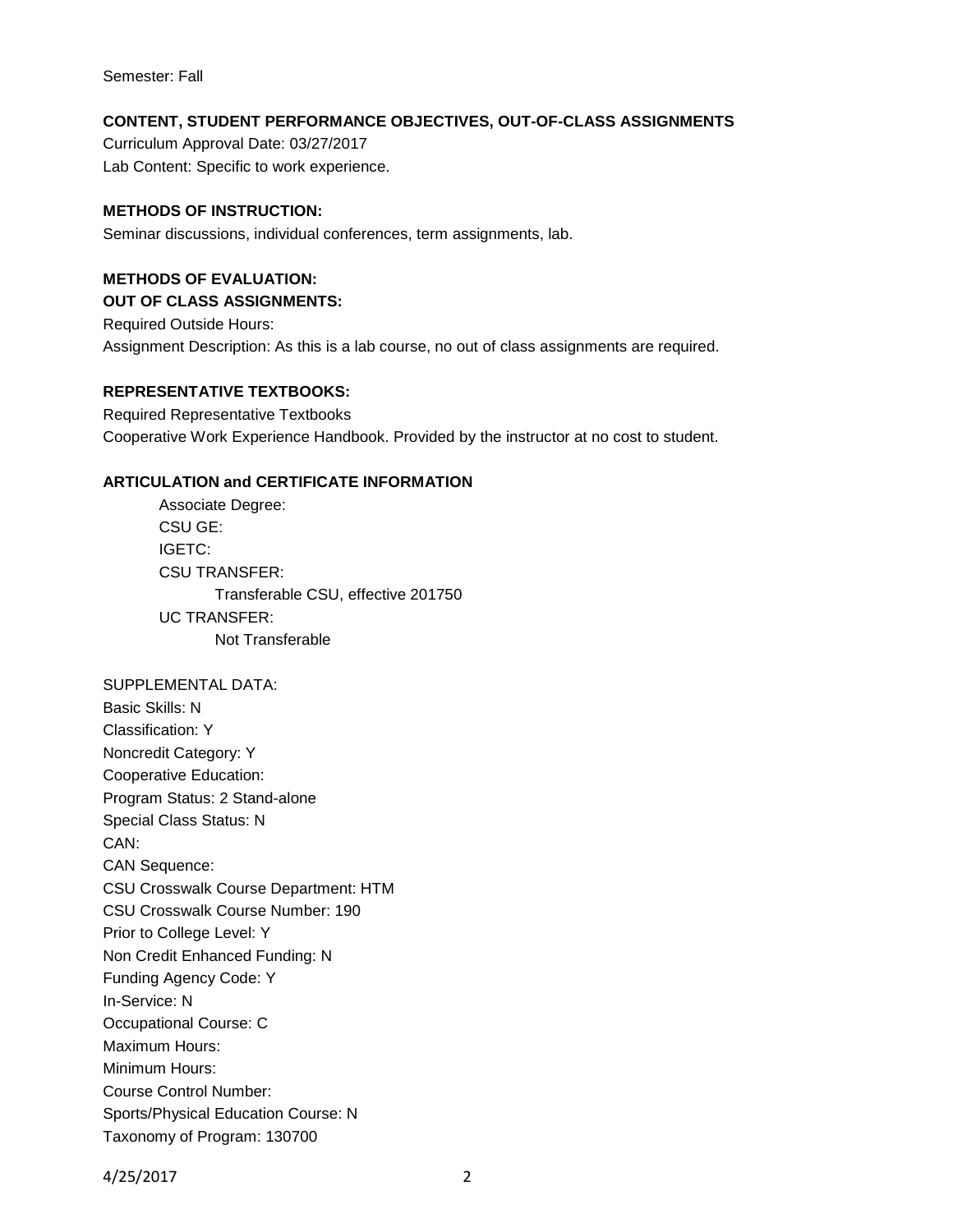Semester: Fall

**CONTENT, STUDENT PERFORMANCE OBJECTIVES, OUT-OF-CLASS ASSIGNMENTS**

Curriculum Approval Date: 03/27/2017

Lab Content: Specific to work experience.

**METHODS OF INSTRUCTION:**

Seminar discussions, individual conferences, term assignments, lab.

**METHODS OF EVALUATION:**

**OUT OF CLASS ASSIGNMENTS:**

Required Outside Hours:

Assignment Description: As this is a lab course, no out of class assignments are required.

**REPRESENTATIVE TEXTBOOKS:**

Required Representative Textbooks

Cooperative Work Experience Handbook. Provided by the instructor at no cost to student.

**ARTICULATION and CERTIFICATE INFORMATION**

Associate Degree:
CSU GE:
IGETC:
CSU TRANSFER:
    Transferable CSU, effective 201750
UC TRANSFER:
    Not Transferable

SUPPLEMENTAL DATA:
Basic Skills: N
Classification: Y
Noncredit Category: Y
Cooperative Education:
Program Status: 2 Stand-alone
Special Class Status: N
CAN:
CAN Sequence:
CSU Crosswalk Course Department: HTM
CSU Crosswalk Course Number: 190
Prior to College Level: Y
Non Credit Enhanced Funding: N
Funding Agency Code: Y
In-Service: N
Occupational Course: C
Maximum Hours:
Minimum Hours:
Course Control Number:
Sports/Physical Education Course: N
Taxonomy of Program: 130700